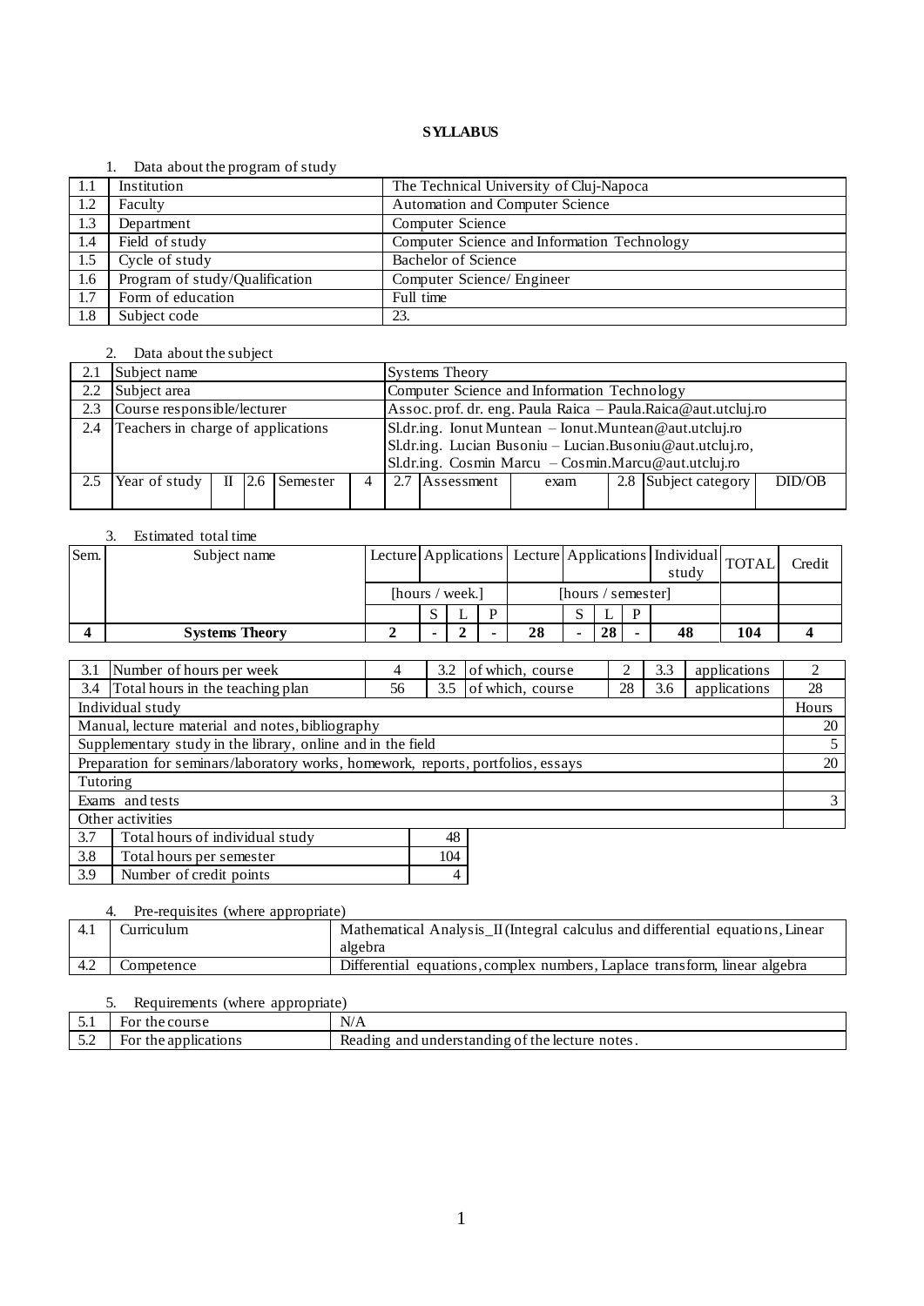**SYLLABUS**

1. Data about the program of study

| | | |
|---|---|---|
| 1.1 | Institution | The Technical University of Cluj-Napoca |
| 1.2 | Faculty | Automation and Computer Science |
| 1.3 | Department | Computer Science |
| 1.4 | Field of study | Computer Science and Information Technology |
| 1.5 | Cycle of study | Bachelor of Science |
| 1.6 | Program of study/Qualification | Computer Science/ Engineer |
| 1.7 | Form of education | Full time |
| 1.8 | Subject code | 23. |

2. Data about the subject

| | | | | | | | | | | | | |
|---|---|---|---|---|---|---|---|---|---|---|---|---|
| 2.1 | Subject name | | | | | Systems Theory | | | | | | |
| 2.2 | Subject area | | | | | Computer Science and Information Technology | | | | | | |
| 2.3 | Course responsible/lecturer | | | | | Assoc. prof. dr. eng. Paula Raica – Paula.Raica@aut.utcluj.ro | | | | | | |
| 2.4 | Teachers in charge of applications | | | | | Sl.dr.ing. Ionut Muntean – Ionut.Muntean@aut.utcluj.ro<br>Sl.dr.ing. Lucian Busoniu – Lucian.Busoniu@aut.utcluj.ro,<br>Sl.dr.ing. Cosmin Marcu – Cosmin.Marcu@aut.utcluj.ro | | | | | | |
| 2.5 | Year of study | II | 2.6 | Semester | 4 | 2.7 | Assessment | exam | 2.8 | Subject category | DID/OB | |

3. Estimated total time

| Sem. | Subject name | Lecture | Applications | | | Lecture | Applications | | | Individual study | TOTAL | Credit |
|---|---|---|---|---|---|---|---|---|---|---|---|---|
| | | [hours / week.] | | | | [hours / semester] | | | | | | |
| | | | S | L | P | | S | L | P | | | |
| **4** | **Systems Theory** | **2** | **-** | **2** | **-** | **28** | **-** | **28** | **-** | **48** | **104** | **4** |

| | | | | | | | | |
|---|---|---|---|---|---|---|---|---|
| 3.1 | Number of hours per week | 4 | 3.2 | of which, course | 2 | 3.3 | applications | 2 |
| 3.4 | Total hours in the teaching plan | 56 | 3.5 | of which, course | 28 | 3.6 | applications | 28 |

| Individual study | Hours |
|---|---|
| Manual, lecture material and notes, bibliography | 20 |
| Supplementary study in the library, online and in the field | 5 |
| Preparation for seminars/laboratory works, homework, reports, portfolios, essays | 20 |
| Tutoring | |
| Exams and tests | 3 |
| Other activities | |

| | | |
|---|---|---|
| 3.7 | Total hours of individual study | 48 |
| 3.8 | Total hours per semester | 104 |
| 3.9 | Number of credit points | 4 |

4. Pre-requisites (where appropriate)

| | | |
|---|---|---|
| 4.1 | Curriculum | Mathematical Analysis_II (Integral calculus and differential equations, Linear algebra |
| 4.2 | Competence | Differential equations, complex numbers, Laplace transform, linear algebra |

5. Requirements (where appropriate)

| | | |
|---|---|---|
| 5.1 | For the course | N/A |
| 5.2 | For the applications | Reading and understanding of the lecture notes. |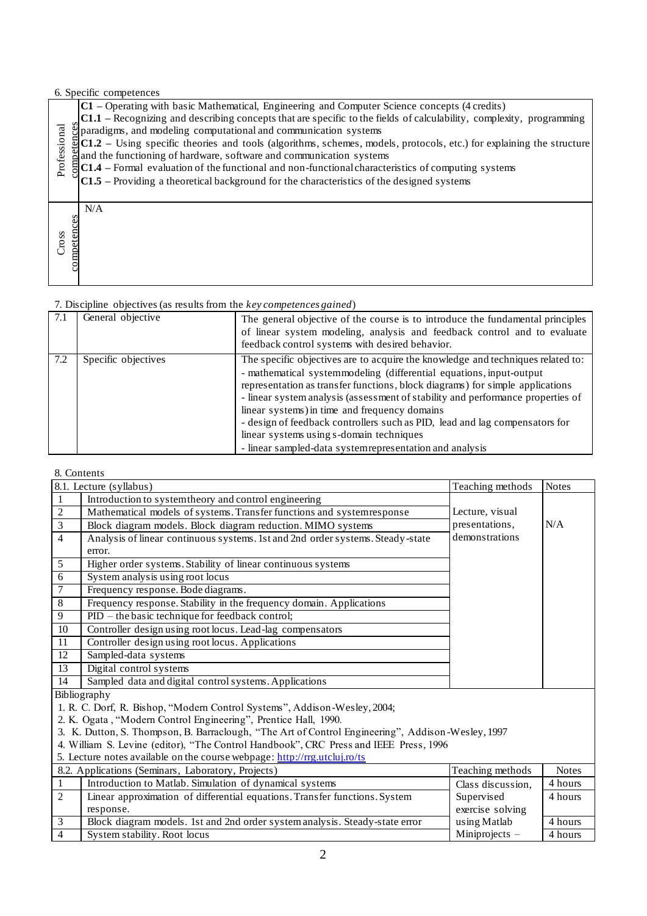6. Specific competences

| | |
|---|---|
| Professional competences | **C1** – Operating with basic Mathematical, Engineering and Computer Science concepts (4 credits)<br>**C1.1** – Recognizing and describing concepts that are specific to the fields of calculability, complexity, programming paradigms, and modeling computational and communication systems<br>**C1.2** – Using specific theories and tools (algorithms, schemes, models, protocols, etc.) for explaining the structure and the functioning of hardware, software and communication systems<br>**C1.4** – Formal evaluation of the functional and non-functional characteristics of computing systems<br>**C1.5** – Providing a theoretical background for the characteristics of the designed systems |
| Cross competences | N/A |

7. Discipline objectives (as results from the *key competences gained*)

| | | |
|---|---|---|
| 7.1 | General objective | The general objective of the course is to introduce the fundamental principles of linear system modeling, analysis and feedback control and to evaluate feedback control systems with desired behavior. |
| 7.2 | Specific objectives | The specific objectives are to acquire the knowledge and techniques related to:<br>- mathematical system modeling (differential equations, input-output representation as transfer functions, block diagrams) for simple applications<br>- linear system analysis (assessment of stability and performance properties of linear systems) in time and frequency domains<br>- design of feedback controllers such as PID, lead and lag compensators for linear systems using s-domain techniques<br>- linear sampled-data system representation and analysis |

8. Contents

| 8.1. Lecture (syllabus) | | Teaching methods | Notes |
|---|---|---|---|
| 1 | Introduction to system theory and control engineering | Lecture, visual presentations, demonstrations | N/A |
| 2 | Mathematical models of systems. Transfer functions and system response | | |
| 3 | Block diagram models. Block diagram reduction. MIMO systems | | |
| 4 | Analysis of linear continuous systems. 1st and 2nd order systems. Steady-state error. | | |
| 5 | Higher order systems. Stability of linear continuous systems | | |
| 6 | System analysis using root locus | | |
| 7 | Frequency response. Bode diagrams. | | |
| 8 | Frequency response. Stability in the frequency domain. Applications | | |
| 9 | PID – the basic technique for feedback control; | | |
| 10 | Controller design using root locus. Lead-lag compensators | | |
| 11 | Controller design using root locus. Applications | | |
| 12 | Sampled-data systems | | |
| 13 | Digital control systems | | |
| 14 | Sampled data and digital control systems. Applications | | |

Bibliography

1. R. C. Dorf, R. Bishop, "Modern Control Systems", Addison-Wesley, 2004;
2. K. Ogata, "Modern Control Engineering", Prentice Hall, 1990.
3. K. Dutton, S. Thompson, B. Barraclough, "The Art of Control Engineering", Addison-Wesley, 1997
4. William S. Levine (editor), "The Control Handbook", CRC Press and IEEE Press, 1996
5. Lecture notes available on the course webpage: http://rrg.utcluj.ro/ts

| 8.2. Applications (Seminars, Laboratory, Projects) | | Teaching methods | Notes |
|---|---|---|---|
| 1 | Introduction to Matlab. Simulation of dynamical systems | Class discussion, Supervised exercise solving using Matlab Miniprojects – | 4 hours |
| 2 | Linear approximation of differential equations. Transfer functions. System response. | | 4 hours |
| 3 | Block diagram models. 1st and 2nd order system analysis. Steady-state error | | 4 hours |
| 4 | System stability. Root locus | | 4 hours |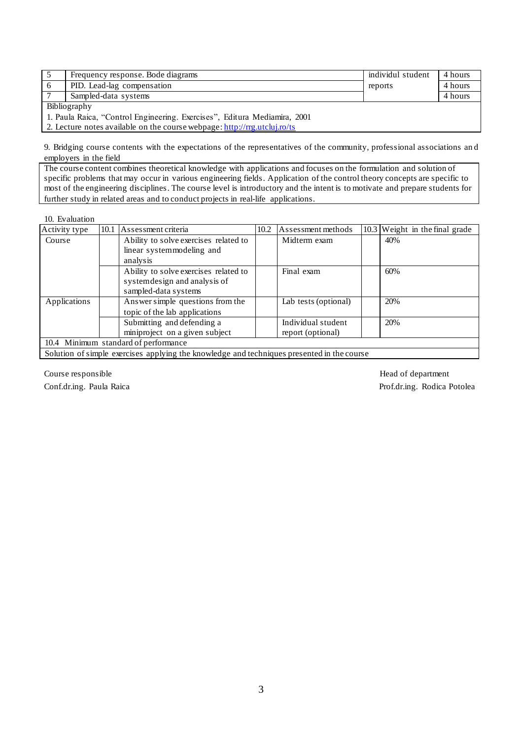| 5 | Frequency response. Bode diagrams | individul student reports | 4 hours |
|---|---|---|---|
| 6 | PID. Lead-lag compensation | | 4 hours |
| 7 | Sampled-data systems | | 4 hours |

Bibliography

1. Paula Raica, "Control Engineering. Exercises", Editura Mediamira, 2001
2. Lecture notes available on the course webpage: http://rrg.utcluj.ro/ts

9. Bridging course contents with the expectations of the representatives of the community, professional associations and employers in the field

The course content combines theoretical knowledge with applications and focuses on the formulation and solution of specific problems that may occur in various engineering fields. Application of the control theory concepts are specific to most of the engineering disciplines. The course level is introductory and the intent is to motivate and prepare students for further study in related areas and to conduct projects in real-life applications.

10. Evaluation

| Activity type | 10.1 Assessment criteria | 10.2 Assessment methods | 10.3 Weight in the final grade |
|---|---|---|---|
| Course | Ability to solve exercises related to linear system modeling and analysis | Midterm exam | 40% |
| | Ability to solve exercises related to system design and analysis of sampled-data systems | Final exam | 60% |
| Applications | Answer simple questions from the topic of the lab applications | Lab tests (optional) | 20% |
| | Submitting and defending a miniproject on a given subject | Individual student report (optional) | 20% |

10.4 Minimum standard of performance

Solution of simple exercises applying the knowledge and techniques presented in the course

Course responsible
Conf.dr.ing. Paula Raica

Head of department
Prof.dr.ing. Rodica Potolea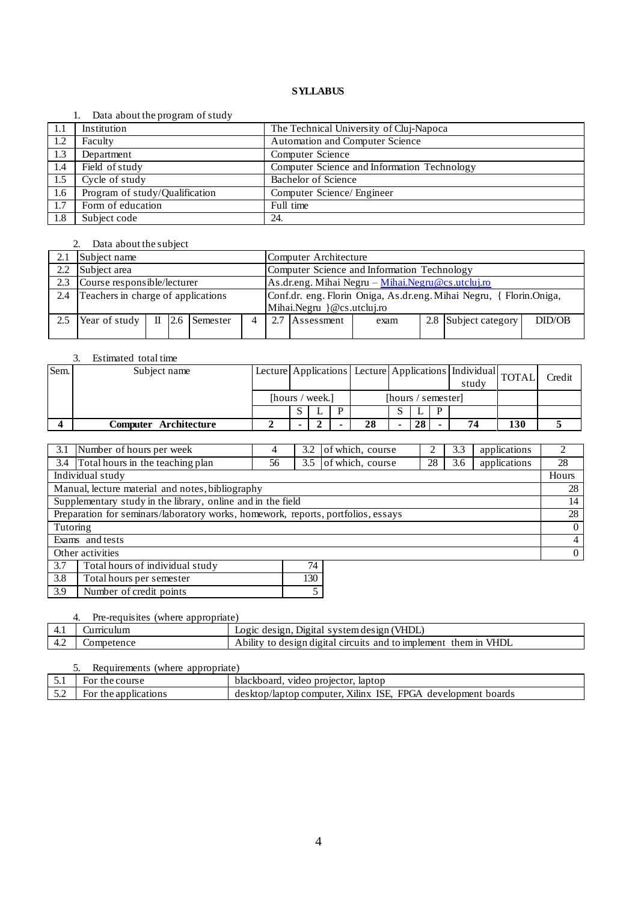**SYLLABUS**

1. Data about the program of study

| | | |
|---|---|---|
| 1.1 | Institution | The Technical University of Cluj-Napoca |
| 1.2 | Faculty | Automation and Computer Science |
| 1.3 | Department | Computer Science |
| 1.4 | Field of study | Computer Science and Information Technology |
| 1.5 | Cycle of study | Bachelor of Science |
| 1.6 | Program of study/Qualification | Computer Science/ Engineer |
| 1.7 | Form of education | Full time |
| 1.8 | Subject code | 24. |

2. Data about the subject

| | | | | | | | | | | | | |
|---|---|---|---|---|---|---|---|---|---|---|---|---|
| 2.1 | Subject name | | | | | Computer Architecture | | | | | | |
| 2.2 | Subject area | | | | | Computer Science and Information Technology | | | | | | |
| 2.3 | Course responsible/lecturer | | | | | As.dr.eng. Mihai Negru – Mihai.Negru@cs.utcluj.ro | | | | | | |
| 2.4 | Teachers in charge of applications | | | | | Conf.dr. eng. Florin Oniga, As.dr.eng. Mihai Negru, { Florin.Oniga, Mihai.Negru }@cs.utcluj.ro | | | | | | |
| 2.5 | Year of study | II | 2.6 | Semester | 4 | 2.7 | Assessment | exam | 2.8 | Subject category | DID/OB | |

3. Estimated total time

| Sem. | Subject name | Lecture | Applications | | | Lecture | Applications | | | Individual study | TOTAL | Credit |
|---|---|---|---|---|---|---|---|---|---|---|---|---|
| | | [hours / week.] | | | | [hours / semester] | | | | | | |
| | | | S | L | P | | S | L | P | | | |
| **4** | **Computer Architecture** | **2** | **-** | **2** | **-** | **28** | **-** | **28** | **-** | **74** | **130** | **5** |

| | | | | | | | | |
|---|---|---|---|---|---|---|---|---|
| 3.1 | Number of hours per week | 4 | 3.2 | of which, course | 2 | 3.3 | applications | 2 |
| 3.4 | Total hours in the teaching plan | 56 | 3.5 | of which, course | 28 | 3.6 | applications | 28 |

| Individual study | Hours |
|---|---|
| Manual, lecture material and notes, bibliography | 28 |
| Supplementary study in the library, online and in the field | 14 |
| Preparation for seminars/laboratory works, homework, reports, portfolios, essays | 28 |
| Tutoring | 0 |
| Exams and tests | 4 |
| Other activities | 0 |

| | | |
|---|---|---|
| 3.7 | Total hours of individual study | 74 |
| 3.8 | Total hours per semester | 130 |
| 3.9 | Number of credit points | 5 |

4. Pre-requisites (where appropriate)

| | | |
|---|---|---|
| 4.1 | Curriculum | Logic design, Digital system design (VHDL) |
| 4.2 | Competence | Ability to design digital circuits and to implement them in VHDL |

5. Requirements (where appropriate)

| | | |
|---|---|---|
| 5.1 | For the course | blackboard, video projector, laptop |
| 5.2 | For the applications | desktop/laptop computer, Xilinx ISE, FPGA development boards |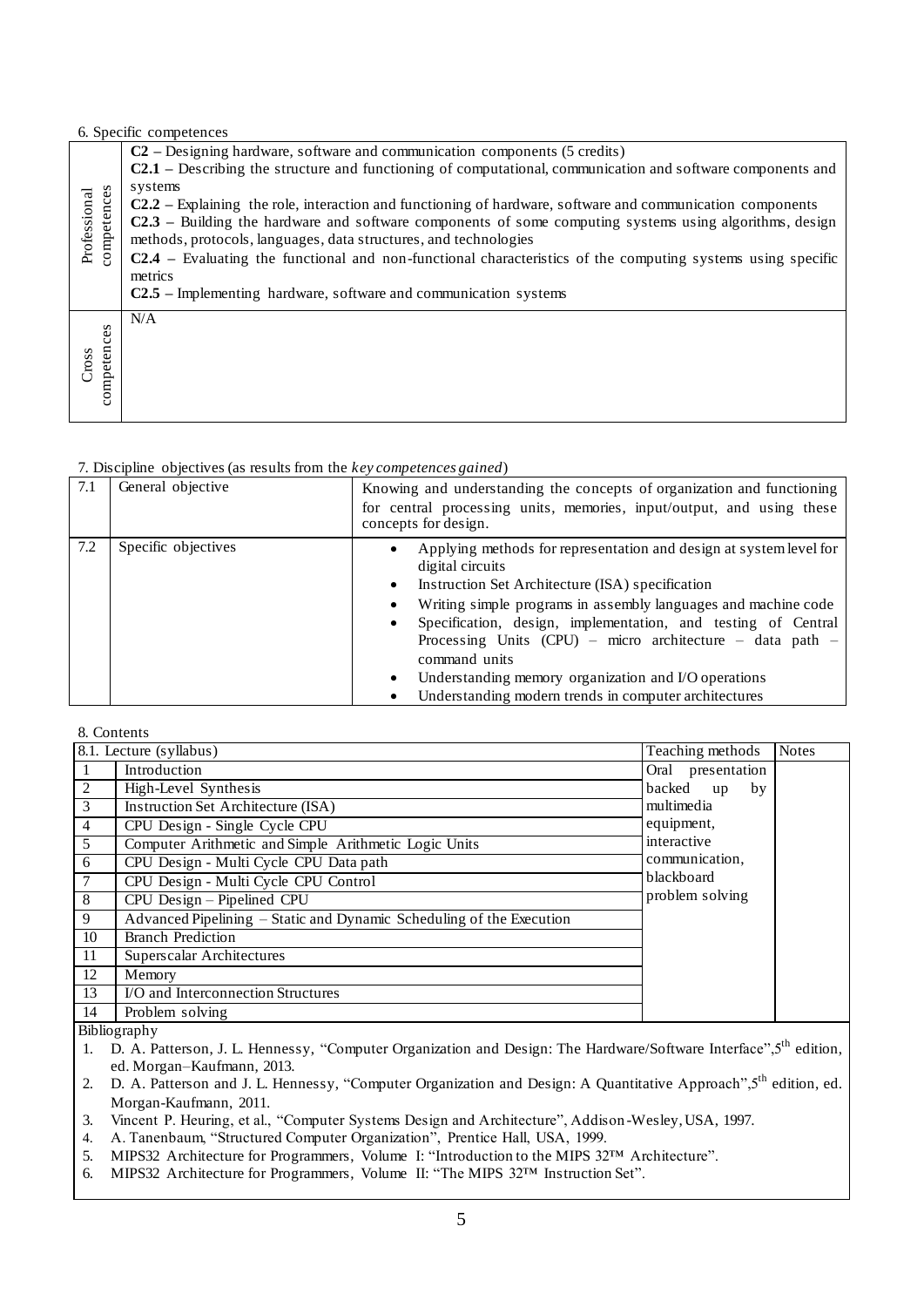6. Specific competences

| | |
|---|---|
| Professional competences | **C2** – Designing hardware, software and communication components (5 credits)<br>**C2.1** – Describing the structure and functioning of computational, communication and software components and systems<br>**C2.2** – Explaining the role, interaction and functioning of hardware, software and communication components<br>**C2.3** – Building the hardware and software components of some computing systems using algorithms, design methods, protocols, languages, data structures, and technologies<br>**C2.4** – Evaluating the functional and non-functional characteristics of the computing systems using specific metrics<br>**C2.5** – Implementing hardware, software and communication systems |
| Cross competences | N/A |

7. Discipline objectives (as results from the *key competences gained*)

| | | |
|---|---|---|
| 7.1 | General objective | Knowing and understanding the concepts of organization and functioning for central processing units, memories, input/output, and using these concepts for design. |
| 7.2 | Specific objectives | • Applying methods for representation and design at system level for digital circuits<br>• Instruction Set Architecture (ISA) specification<br>• Writing simple programs in assembly languages and machine code<br>• Specification, design, implementation, and testing of Central Processing Units (CPU) – micro architecture – data path – command units<br>• Understanding memory organization and I/O operations<br>• Understanding modern trends in computer architectures |

8. Contents

| 8.1. Lecture (syllabus) | | Teaching methods | Notes |
|---|---|---|---|
| 1 | Introduction | Oral presentation backed up by multimedia equipment, interactive communication, blackboard problem solving | |
| 2 | High-Level Synthesis | | |
| 3 | Instruction Set Architecture (ISA) | | |
| 4 | CPU Design - Single Cycle CPU | | |
| 5 | Computer Arithmetic and Simple Arithmetic Logic Units | | |
| 6 | CPU Design - Multi Cycle CPU Data path | | |
| 7 | CPU Design - Multi Cycle CPU Control | | |
| 8 | CPU Design – Pipelined CPU | | |
| 9 | Advanced Pipelining – Static and Dynamic Scheduling of the Execution | | |
| 10 | Branch Prediction | | |
| 11 | Superscalar Architectures | | |
| 12 | Memory | | |
| 13 | I/O and Interconnection Structures | | |
| 14 | Problem solving | | |

Bibliography

1. D. A. Patterson, J. L. Hennessy, "Computer Organization and Design: The Hardware/Software Interface", 5th edition, ed. Morgan–Kaufmann, 2013.
2. D. A. Patterson and J. L. Hennessy, "Computer Organization and Design: A Quantitative Approach", 5th edition, ed. Morgan-Kaufmann, 2011.
3. Vincent P. Heuring, et al., "Computer Systems Design and Architecture", Addison-Wesley, USA, 1997.
4. A. Tanenbaum, "Structured Computer Organization", Prentice Hall, USA, 1999.
5. MIPS32 Architecture for Programmers, Volume I: "Introduction to the MIPS 32™ Architecture".
6. MIPS32 Architecture for Programmers, Volume II: "The MIPS 32™ Instruction Set".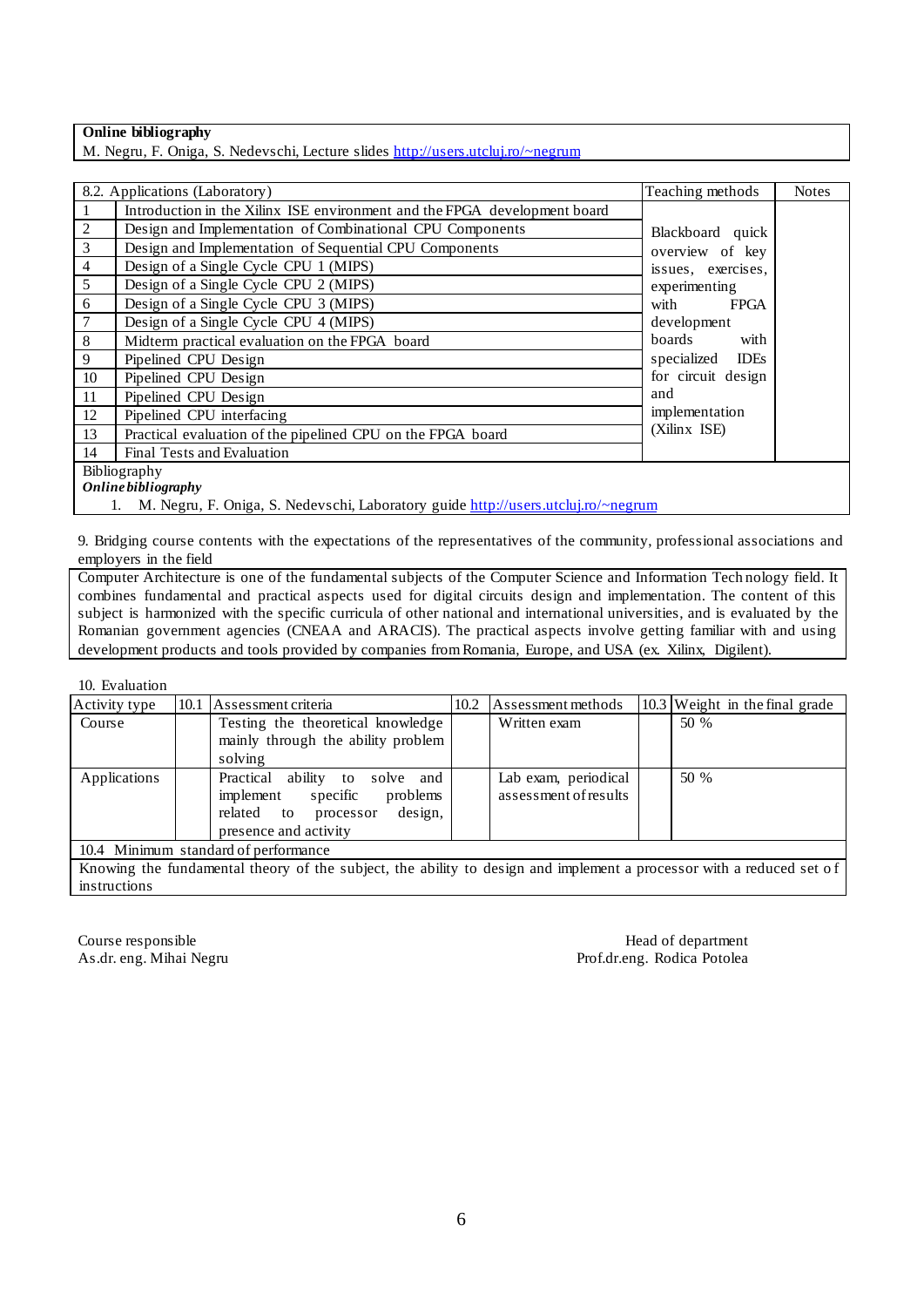**Online bibliography**
M. Negru, F. Oniga, S. Nedevschi, Lecture slides http://users.utcluj.ro/~negrum

| 8.2. Applications (Laboratory) | | Teaching methods | Notes |
|---|---|---|---|
| 1 | Introduction in the Xilinx ISE environment and the FPGA development board | Blackboard quick overview of key issues, exercises, experimenting with FPGA development boards with specialized IDEs for circuit design and implementation (Xilinx ISE) | |
| 2 | Design and Implementation of Combinational CPU Components | | |
| 3 | Design and Implementation of Sequential CPU Components | | |
| 4 | Design of a Single Cycle CPU 1 (MIPS) | | |
| 5 | Design of a Single Cycle CPU 2 (MIPS) | | |
| 6 | Design of a Single Cycle CPU 3 (MIPS) | | |
| 7 | Design of a Single Cycle CPU 4 (MIPS) | | |
| 8 | Midterm practical evaluation on the FPGA board | | |
| 9 | Pipelined CPU Design | | |
| 10 | Pipelined CPU Design | | |
| 11 | Pipelined CPU Design | | |
| 12 | Pipelined CPU interfacing | | |
| 13 | Practical evaluation of the pipelined CPU on the FPGA board | | |
| 14 | Final Tests and Evaluation | | |

Bibliography
***Online bibliography***

1. M. Negru, F. Oniga, S. Nedevschi, Laboratory guide http://users.utcluj.ro/~negrum

9. Bridging course contents with the expectations of the representatives of the community, professional associations and employers in the field

Computer Architecture is one of the fundamental subjects of the Computer Science and Information Technology field. It combines fundamental and practical aspects used for digital circuits design and implementation. The content of this subject is harmonized with the specific curricula of other national and international universities, and is evaluated by the Romanian government agencies (CNEAA and ARACIS). The practical aspects involve getting familiar with and using development products and tools provided by companies from Romania, Europe, and USA (ex. Xilinx, Digilent).

10. Evaluation

| Activity type | 10.1 Assessment criteria | 10.2 Assessment methods | 10.3 Weight in the final grade |
|---|---|---|---|
| Course | Testing the theoretical knowledge mainly through the ability problem solving | Written exam | 50 % |
| Applications | Practical ability to solve and implement specific problems related to processor design, presence and activity | Lab exam, periodical assessment of results | 50 % |

10.4 Minimum standard of performance

Knowing the fundamental theory of the subject, the ability to design and implement a processor with a reduced set of instructions

Course responsible
As.dr. eng. Mihai Negru

Head of department
Prof.dr.eng. Rodica Potolea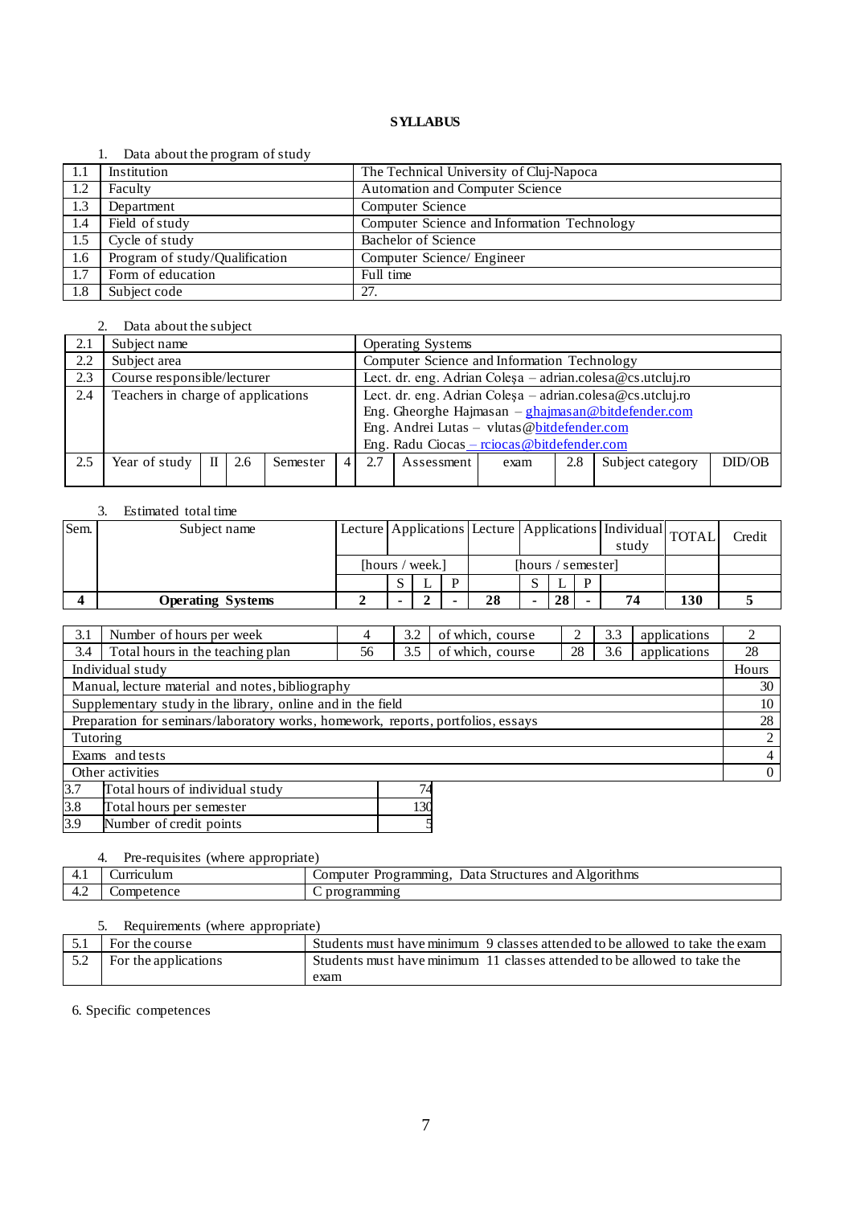**SYLLABUS**

1. Data about the program of study

| | | |
|---|---|---|
| 1.1 | Institution | The Technical University of Cluj-Napoca |
| 1.2 | Faculty | Automation and Computer Science |
| 1.3 | Department | Computer Science |
| 1.4 | Field of study | Computer Science and Information Technology |
| 1.5 | Cycle of study | Bachelor of Science |
| 1.6 | Program of study/Qualification | Computer Science/ Engineer |
| 1.7 | Form of education | Full time |
| 1.8 | Subject code | 27. |

2. Data about the subject

| | | | | | | | | | | | |
|---|---|---|---|---|---|---|---|---|---|---|---|
| 2.1 | Subject name | | | | | Operating Systems | | | | | |
| 2.2 | Subject area | | | | | Computer Science and Information Technology | | | | | |
| 2.3 | Course responsible/lecturer | | | | | Lect. dr. eng. Adrian Coleşa – adrian.colesa@cs.utcluj.ro | | | | | |
| 2.4 | Teachers in charge of applications | | | | | Lect. dr. eng. Adrian Coleşa – adrian.colesa@cs.utcluj.ro<br>Eng. Gheorghe Hajmasan – ghajmasan@bitdefender.com<br>Eng. Andrei Lutas – vlutas@bitdefender.com<br>Eng. Radu Ciocas – rciocas@bitdefender.com | | | | | |
| 2.5 | Year of study | II | 2.6 | Semester | 4 | 2.7 | Assessment | exam | 2.8 | Subject category | DID/OB |

3. Estimated total time

| Sem. | Subject name | Lecture | Applications | | | Lecture | Applications | | | Individual study | TOTAL | Credit |
|---|---|---|---|---|---|---|---|---|---|---|---|---|
| | | [hours / week.] | | | | [hours / semester] | | | | | | |
| | | | S | L | P | | S | L | P | | | |
| **4** | **Operating Systems** | **2** | **-** | **2** | **-** | **28** | **-** | **28** | **-** | **74** | **130** | **5** |

| | | | | | | | |
|---|---|---|---|---|---|---|---|
| 3.1 | Number of hours per week | 4 | 3.2 | of which, course | 2 | 3.3 | applications | 2 |
| 3.4 | Total hours in the teaching plan | 56 | 3.5 | of which, course | 28 | 3.6 | applications | 28 |

| Individual study | Hours |
|---|---|
| Manual, lecture material and notes, bibliography | 30 |
| Supplementary study in the library, online and in the field | 10 |
| Preparation for seminars/laboratory works, homework, reports, portfolios, essays | 28 |
| Tutoring | 2 |
| Exams and tests | 4 |
| Other activities | 0 |

| | | |
|---|---|---|
| 3.7 | Total hours of individual study | 74 |
| 3.8 | Total hours per semester | 130 |
| 3.9 | Number of credit points | 5 |

4. Pre-requisites (where appropriate)

| | | |
|---|---|---|
| 4.1 | Curriculum | Computer Programming, Data Structures and Algorithms |
| 4.2 | Competence | C programming |

5. Requirements (where appropriate)

| | | |
|---|---|---|
| 5.1 | For the course | Students must have minimum 9 classes attended to be allowed to take the exam |
| 5.2 | For the applications | Students must have minimum 11 classes attended to be allowed to take the exam |

6. Specific competences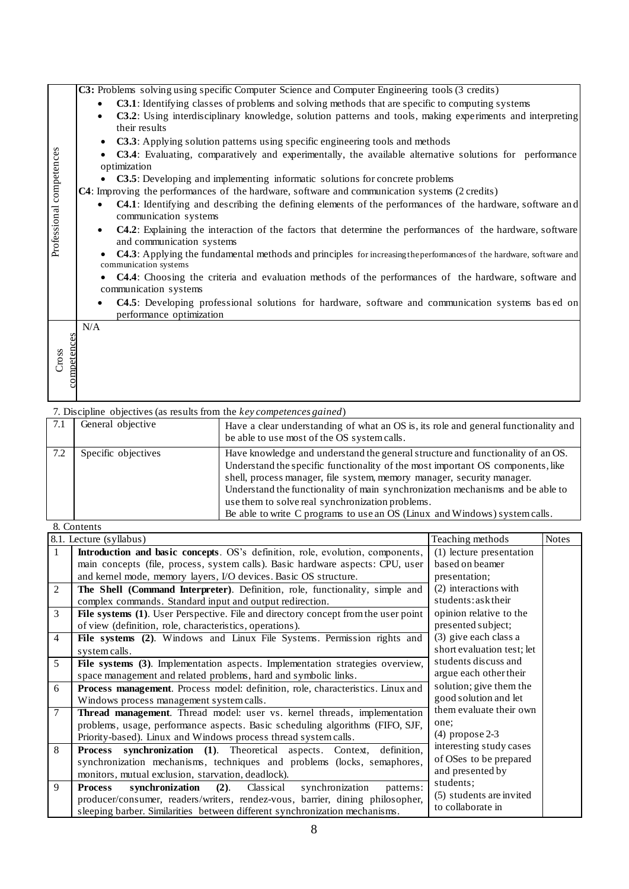| | |
|---|---|
| Professional competences | **C3:** Problems solving using specific Computer Science and Computer Engineering tools (3 credits)<br>• **C3.1**: Identifying classes of problems and solving methods that are specific to computing systems<br>• **C3.2**: Using interdisciplinary knowledge, solution patterns and tools, making experiments and interpreting their results<br>• **C3.3**: Applying solution patterns using specific engineering tools and methods<br>• **C3.4**: Evaluating, comparatively and experimentally, the available alternative solutions for performance optimization<br>• **C3.5**: Developing and implementing informatic solutions for concrete problems<br>**C4**: Improving the performances of the hardware, software and communication systems (2 credits)<br>• **C4.1**: Identifying and describing the defining elements of the performances of the hardware, software and communication systems<br>• **C4.2**: Explaining the interaction of the factors that determine the performances of the hardware, software and communication systems<br>• **C4.3**: Applying the fundamental methods and principles for increasing the performances of the hardware, software and communication systems<br>• **C4.4**: Choosing the criteria and evaluation methods of the performances of the hardware, software and communication systems<br>• **C4.5**: Developing professional solutions for hardware, software and communication systems based on performance optimization |
| Cross competences | N/A |

7. Discipline objectives (as results from the *key competences gained*)

| | | |
|---|---|---|
| 7.1 | General objective | Have a clear understanding of what an OS is, its role and general functionality and be able to use most of the OS system calls. |
| 7.2 | Specific objectives | Have knowledge and understand the general structure and functionality of an OS.<br>Understand the specific functionality of the most important OS components, like shell, process manager, file system, memory manager, security manager.<br>Understand the functionality of main synchronization mechanisms and be able to use them to solve real synchronization problems.<br>Be able to write C programs to use an OS (Linux and Windows) system calls. |

8. Contents

| 8.1. Lecture (syllabus) | | Teaching methods | Notes |
|---|---|---|---|
| 1 | **Introduction and basic concepts**. OS's definition, role, evolution, components, main concepts (file, process, system calls). Basic hardware aspects: CPU, user and kernel mode, memory layers, I/O devices. Basic OS structure. | (1) lecture presentation based on beamer presentation;<br>(2) interactions with students: ask their opinion relative to the presented subject;<br>(3) give each class a short evaluation test; let students discuss and argue each other their solution; give them the good solution and let them evaluate their own one;<br>(4) propose 2-3 interesting study cases of OSes to be prepared and presented by students;<br>(5) students are invited to collaborate in | |
| 2 | **The Shell (Command Interpreter)**. Definition, role, functionality, simple and complex commands. Standard input and output redirection. | | |
| 3 | **File systems (1)**. User Perspective. File and directory concept from the user point of view (definition, role, characteristics, operations). | | |
| 4 | **File systems (2)**. Windows and Linux File Systems. Permission rights and system calls. | | |
| 5 | **File systems (3)**. Implementation aspects. Implementation strategies overview, space management and related problems, hard and symbolic links. | | |
| 6 | **Process management**. Process model: definition, role, characteristics. Linux and Windows process management system calls. | | |
| 7 | **Thread management**. Thread model: user vs. kernel threads, implementation problems, usage, performance aspects. Basic scheduling algorithms (FIFO, SJF, Priority-based). Linux and Windows process thread system calls. | | |
| 8 | **Process synchronization (1)**. Theoretical aspects. Context, definition, synchronization mechanisms, techniques and problems (locks, semaphores, monitors, mutual exclusion, starvation, deadlock). | | |
| 9 | **Process synchronization (2)**. Classical synchronization patterns: producer/consumer, readers/writers, rendez-vous, barrier, dining philosopher, sleeping barber. Similarities between different synchronization mechanisms. | | |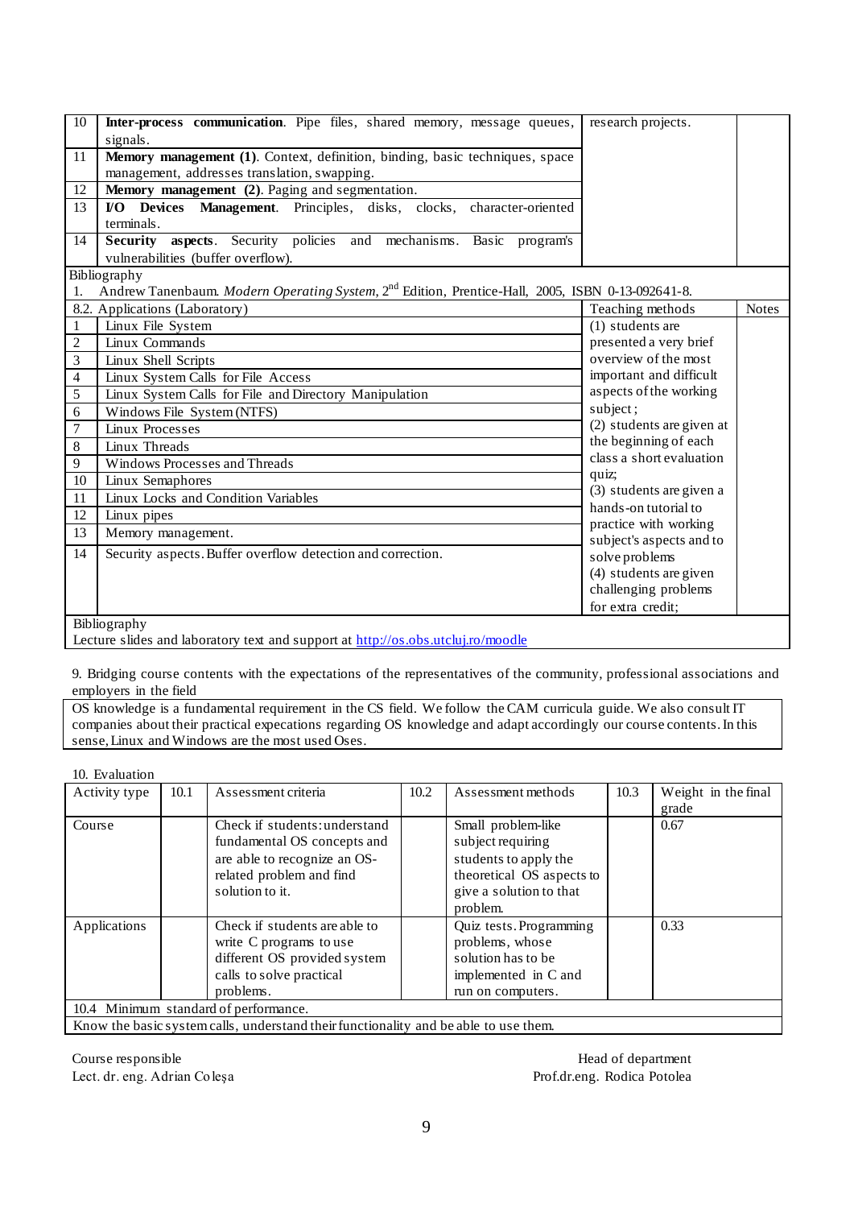| 10 | **Inter-process communication**. Pipe files, shared memory, message queues, signals. | research projects. | |
|---|---|---|---|
| 11 | **Memory management (1)**. Context, definition, binding, basic techniques, space management, addresses translation, swapping. | | |
| 12 | **Memory management (2)**. Paging and segmentation. | | |
| 13 | **I/O Devices Management**. Principles, disks, clocks, character-oriented terminals. | | |
| 14 | **Security aspects**. Security policies and mechanisms. Basic program's vulnerabilities (buffer overflow). | | |

Bibliography

1. Andrew Tanenbaum. *Modern Operating System*, 2nd Edition, Prentice-Hall, 2005, ISBN 0-13-092641-8.

| 8.2. Applications (Laboratory) | | Teaching methods | Notes |
|---|---|---|---|
| 1 | Linux File System | (1) students are presented a very brief overview of the most important and difficult aspects of the working subject; (2) students are given at the beginning of each class a short evaluation quiz; (3) students are given a hands-on tutorial to practice with working subject's aspects and to solve problems (4) students are given challenging problems for extra credit; | |
| 2 | Linux Commands | | |
| 3 | Linux Shell Scripts | | |
| 4 | Linux System Calls for File Access | | |
| 5 | Linux System Calls for File and Directory Manipulation | | |
| 6 | Windows File System (NTFS) | | |
| 7 | Linux Processes | | |
| 8 | Linux Threads | | |
| 9 | Windows Processes and Threads | | |
| 10 | Linux Semaphores | | |
| 11 | Linux Locks and Condition Variables | | |
| 12 | Linux pipes | | |
| 13 | Memory management. | | |
| 14 | Security aspects. Buffer overflow detection and correction. | | |

Bibliography

Lecture slides and laboratory text and support at http://os.obs.utcluj.ro/moodle

9. Bridging course contents with the expectations of the representatives of the community, professional associations and employers in the field

OS knowledge is a fundamental requirement in the CS field. We follow the CAM curricula guide. We also consult IT companies about their practical expectations regarding OS knowledge and adapt accordingly our course contents. In this sense, Linux and Windows are the most used Oses.

10. Evaluation

| Activity type | 10.1 | Assessment criteria | 10.2 | Assessment methods | 10.3 | Weight in the final grade |
|---|---|---|---|---|---|---|
| Course | | Check if students: understand fundamental OS concepts and are able to recognize an OS-related problem and find solution to it. | | Small problem-like subject requiring students to apply the theoretical OS aspects to give a solution to that problem. | | 0.67 |
| Applications | | Check if students are able to write C programs to use different OS provided system calls to solve practical problems. | | Quiz tests. Programming problems, whose solution has to be implemented in C and run on computers. | | 0.33 |
| 10.4 Minimum standard of performance. | | | | | | |
| Know the basic system calls, understand their functionality and be able to use them. | | | | | | |

Course responsible
Lect. dr. eng. Adrian Coleșa

Head of department
Prof.dr.eng. Rodica Potolea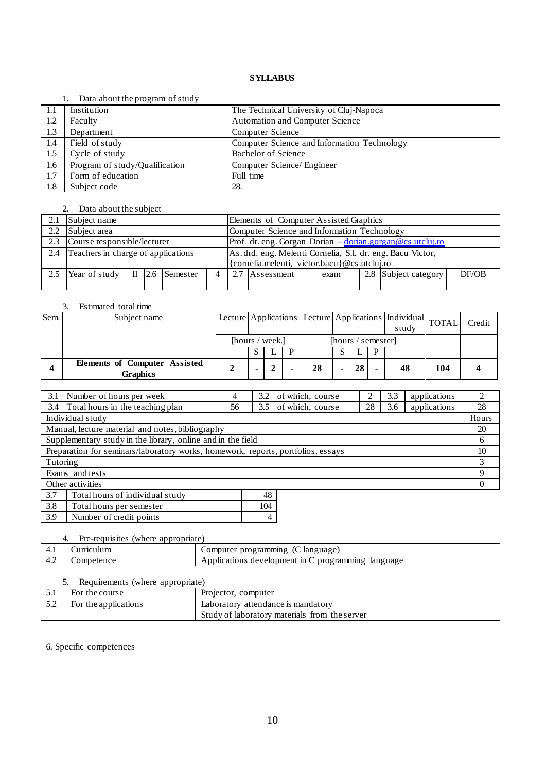**SYLLABUS**

1. Data about the program of study

| | | |
|---|---|---|
| 1.1 | Institution | The Technical University of Cluj-Napoca |
| 1.2 | Faculty | Automation and Computer Science |
| 1.3 | Department | Computer Science |
| 1.4 | Field of study | Computer Science and Information Technology |
| 1.5 | Cycle of study | Bachelor of Science |
| 1.6 | Program of study/Qualification | Computer Science/ Engineer |
| 1.7 | Form of education | Full time |
| 1.8 | Subject code | 28. |

2. Data about the subject

| | | | | | | | | | | | |
|---|---|---|---|---|---|---|---|---|---|---|---|
| 2.1 | Subject name | | | | | Elements of Computer Assisted Graphics | | | | | |
| 2.2 | Subject area | | | | | Computer Science and Information Technology | | | | | |
| 2.3 | Course responsible/lecturer | | | | | Prof. dr. eng. Gorgan Dorian – dorian.gorgan@cs.utcluj.ro | | | | | |
| 2.4 | Teachers in charge of applications | | | | | As. drd. eng. Melenti Cornelia, S.l. dr. eng. Bacu Victor, {cornelia.melenti, victor.bacu}@cs.utcluj.ro | | | | | |
| 2.5 | Year of study | II | 2.6 | Semester | 4 | 2.7 | Assessment | exam | 2.8 | Subject category | DF/OB |

3. Estimated total time

| Sem. | Subject name | Lecture | Applications | | | Lecture | Applications | | | Individual study | TOTAL | Credit |
|---|---|---|---|---|---|---|---|---|---|---|---|---|
| | | [hours / week.] | | | | [hours / semester] | | | | | | |
| | | | S | L | P | | S | L | P | | | |
| **4** | **Elements of Computer Assisted Graphics** | **2** | **-** | **2** | **-** | **28** | **-** | **28** | **-** | **48** | **104** | **4** |

| | | | | | | | | |
|---|---|---|---|---|---|---|---|---|
| 3.1 | Number of hours per week | 4 | 3.2 | of which, course | 2 | 3.3 | applications | 2 |
| 3.4 | Total hours in the teaching plan | 56 | 3.5 | of which, course | 28 | 3.6 | applications | 28 |

| Individual study | Hours |
|---|---|
| Manual, lecture material and notes, bibliography | 20 |
| Supplementary study in the library, online and in the field | 6 |
| Preparation for seminars/laboratory works, homework, reports, portfolios, essays | 10 |
| Tutoring | 3 |
| Exams and tests | 9 |
| Other activities | 0 |

| | | |
|---|---|---|
| 3.7 | Total hours of individual study | 48 |
| 3.8 | Total hours per semester | 104 |
| 3.9 | Number of credit points | 4 |

4. Pre-requisites (where appropriate)

| | | |
|---|---|---|
| 4.1 | Curriculum | Computer programming (C language) |
| 4.2 | Competence | Applications development in C programming language |

5. Requirements (where appropriate)

| | | |
|---|---|---|
| 5.1 | For the course | Projector, computer |
| 5.2 | For the applications | Laboratory attendance is mandatory<br>Study of laboratory materials from the server |

6. Specific competences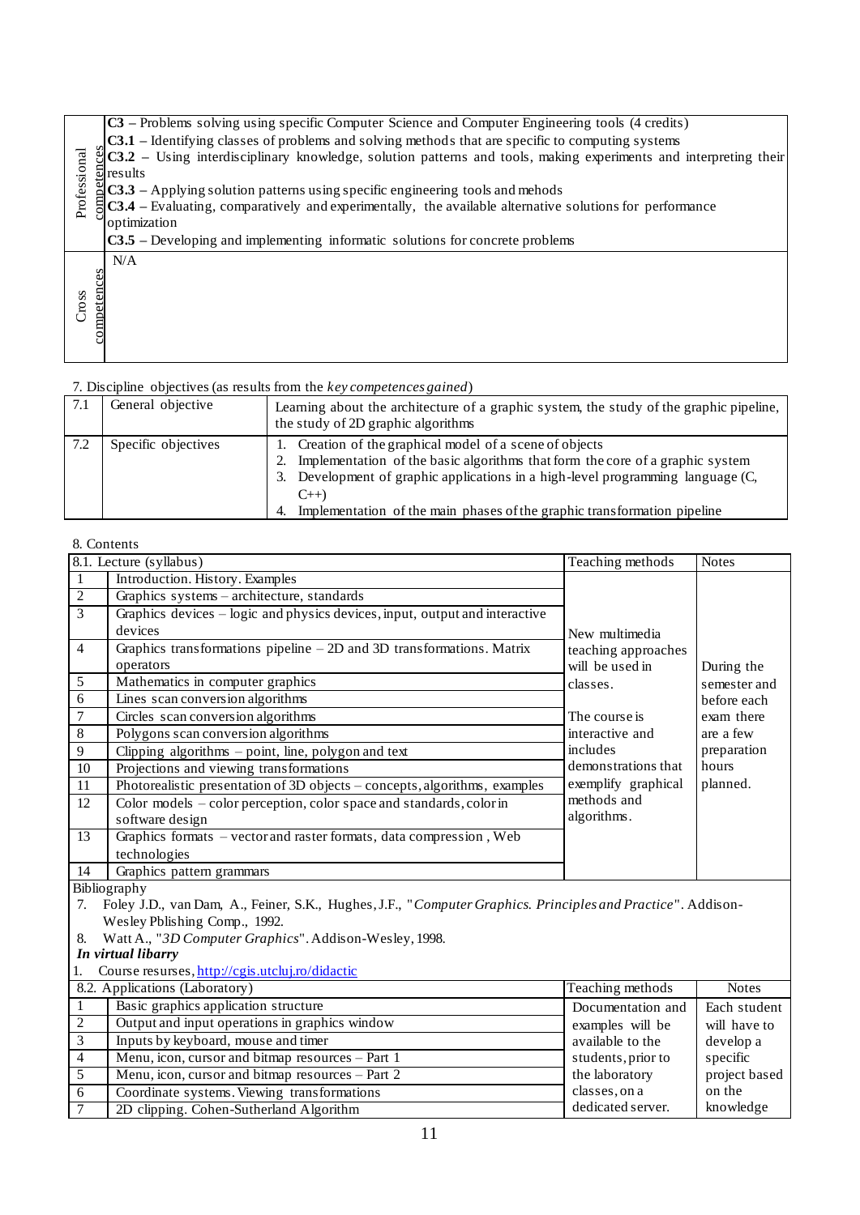| | |
|---|---|
| Professional competences | **C3** – Problems solving using specific Computer Science and Computer Engineering tools (4 credits)<br>**C3.1** – Identifying classes of problems and solving methods that are specific to computing systems<br>**C3.2** – Using interdisciplinary knowledge, solution patterns and tools, making experiments and interpreting their results<br>**C3.3** – Applying solution patterns using specific engineering tools and mehods<br>**C3.4** – Evaluating, comparatively and experimentally, the available alternative solutions for performance optimization<br>**C3.5** – Developing and implementing informatic solutions for concrete problems |
| Cross competences | N/A |

7. Discipline objectives (as results from the *key competences gained*)

| | | |
|---|---|---|
| 7.1 | General objective | Learning about the architecture of a graphic system, the study of the graphic pipeline, the study of 2D graphic algorithms |
| 7.2 | Specific objectives | 1. Creation of the graphical model of a scene of objects<br>2. Implementation of the basic algorithms that form the core of a graphic system<br>3. Development of graphic applications in a high-level programming language (C, C++)<br>4. Implementation of the main phases of the graphic transformation pipeline |

8. Contents

| 8.1. Lecture (syllabus) | | Teaching methods | Notes |
|---|---|---|---|
| 1 | Introduction. History. Examples | New multimedia teaching approaches will be used in classes.<br><br>The course is interactive and includes demonstrations that exemplify graphical methods and algorithms. | During the semester and before each exam there are a few preparation hours planned. |
| 2 | Graphics systems – architecture, standards | | |
| 3 | Graphics devices – logic and physics devices, input, output and interactive devices | | |
| 4 | Graphics transformations pipeline – 2D and 3D transformations. Matrix operators | | |
| 5 | Mathematics in computer graphics | | |
| 6 | Lines scan conversion algorithms | | |
| 7 | Circles scan conversion algorithms | | |
| 8 | Polygons scan conversion algorithms | | |
| 9 | Clipping algorithms – point, line, polygon and text | | |
| 10 | Projections and viewing transformations | | |
| 11 | Photorealistic presentation of 3D objects – concepts, algorithms, examples | | |
| 12 | Color models – color perception, color space and standards, color in software design | | |
| 13 | Graphics formats – vector and raster formats, data compression , Web technologies | | |
| 14 | Graphics pattern grammars | | |

Bibliography

7. Foley J.D., van Dam, A., Feiner, S.K., Hughes, J.F., "*Computer Graphics. Principles and Practice*". Addison-Wesley Pblishing Comp., 1992.
8. Watt A., "*3D Computer Graphics*". Addison-Wesley, 1998.

***In virtual libarry***

1. Course resurses, http://cgis.utcluj.ro/didactic

| 8.2. Applications (Laboratory) | | Teaching methods | Notes |
|---|---|---|---|
| 1 | Basic graphics application structure | Documentation and examples will be available to the students, prior to the laboratory classes, on a dedicated server. | Each student will have to develop a specific project based on the knowledge |
| 2 | Output and input operations in graphics window | | |
| 3 | Inputs by keyboard, mouse and timer | | |
| 4 | Menu, icon, cursor and bitmap resources – Part 1 | | |
| 5 | Menu, icon, cursor and bitmap resources – Part 2 | | |
| 6 | Coordinate systems. Viewing transformations | | |
| 7 | 2D clipping. Cohen-Sutherland Algorithm | | |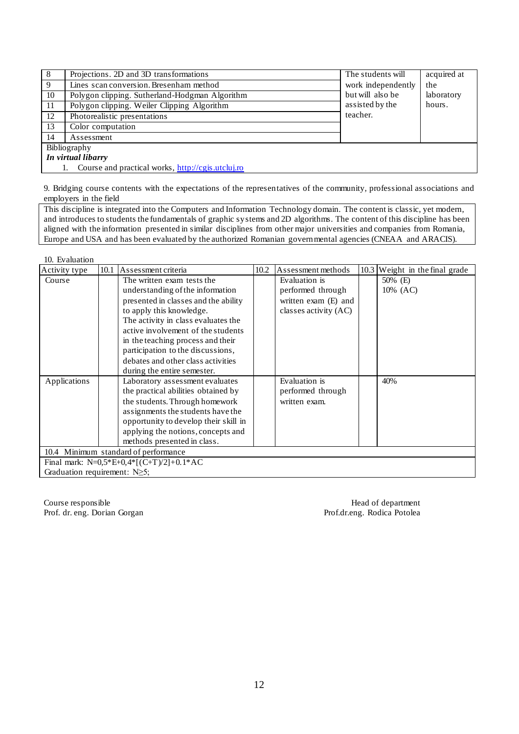| 8 | Projections. 2D and 3D transformations | The students will work independently but will also be assisted by the teacher. | acquired at the laboratory hours. |
|---|---|---|---|
| 9 | Lines scan conversion. Bresenham method | | |
| 10 | Polygon clipping. Sutherland-Hodgman Algorithm | | |
| 11 | Polygon clipping. Weiler Clipping Algorithm | | |
| 12 | Photorealistic presentations | | |
| 13 | Color computation | | |
| 14 | Assessment | | |

Bibliography

***In virtual libarry***

1. Course and practical works, http://cgis.utcluj.ro

9. Bridging course contents with the expectations of the representatives of the community, professional associations and employers in the field

This discipline is integrated into the Computers and Information Technology domain. The content is classic, yet modern, and introduces to students the fundamentals of graphic systems and 2D algorithms. The content of this discipline has been aligned with the information presented in similar disciplines from other major universities and companies from Romania, Europe and USA and has been evaluated by the authorized Romanian governmental agencies (CNEAA and ARACIS).

10. Evaluation

| Activity type | 10.1 Assessment criteria | 10.2 Assessment methods | 10.3 Weight in the final grade |
|---|---|---|---|
| Course | The written exam tests the understanding of the information presented in classes and the ability to apply this knowledge. The activity in class evaluates the active involvement of the students in the teaching process and their participation to the discussions, debates and other class activities during the entire semester. | Evaluation is performed through written exam (E) and classes activity (AC) | 50% (E) 10% (AC) |
| Applications | Laboratory assessment evaluates the practical abilities obtained by the students. Through homework assignments the students have the opportunity to develop their skill in applying the notions, concepts and methods presented in class. | Evaluation is performed through written exam. | 40% |

10.4 Minimum standard of performance

Final mark: N=0,5*E+0,4*[(C+T)/2]+0.1*AC

Graduation requirement: N≥5;

Course responsible
Prof. dr. eng. Dorian Gorgan

Head of department
Prof.dr.eng. Rodica Potolea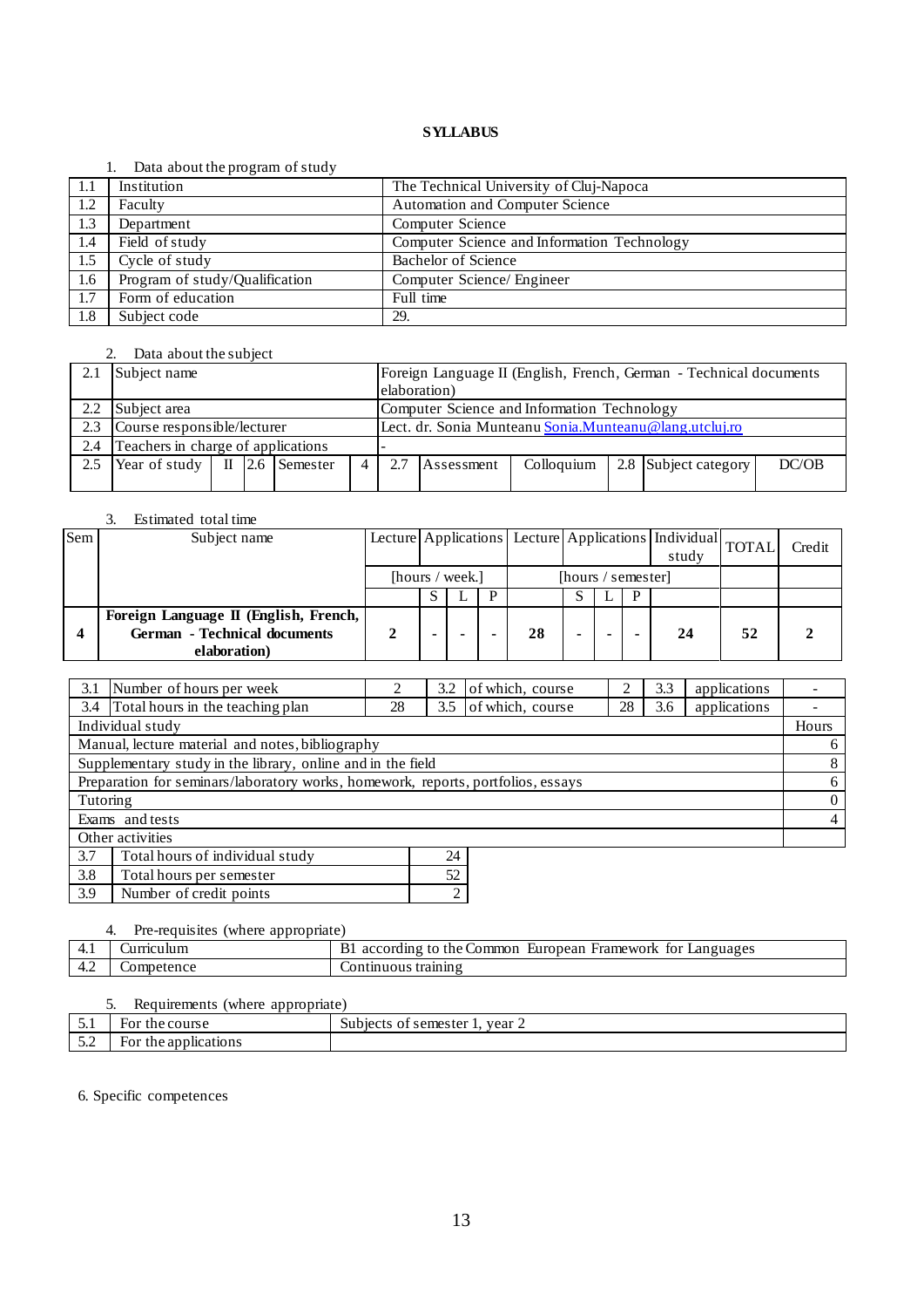**SYLLABUS**

1. Data about the program of study

| | | |
|---|---|---|
| 1.1 | Institution | The Technical University of Cluj-Napoca |
| 1.2 | Faculty | Automation and Computer Science |
| 1.3 | Department | Computer Science |
| 1.4 | Field of study | Computer Science and Information Technology |
| 1.5 | Cycle of study | Bachelor of Science |
| 1.6 | Program of study/Qualification | Computer Science/ Engineer |
| 1.7 | Form of education | Full time |
| 1.8 | Subject code | 29. |

2. Data about the subject

| | | | | | | | | | | | |
|---|---|---|---|---|---|---|---|---|---|---|---|
| 2.1 | Subject name | | | | | Foreign Language II (English, French, German - Technical documents elaboration) | | | | | |
| 2.2 | Subject area | | | | | Computer Science and Information Technology | | | | | |
| 2.3 | Course responsible/lecturer | | | | | Lect. dr. Sonia Munteanu Sonia.Munteanu@lang.utcluj.ro | | | | | |
| 2.4 | Teachers in charge of applications | | | | | - | | | | | |
| 2.5 | Year of study | II | 2.6 | Semester | 4 | 2.7 | Assessment | Colloquium | 2.8 | Subject category | DC/OB |

3. Estimated total time

| Sem | Subject name | Lecture | Applications | | | Lecture | Applications | | | Individual study | TOTAL | Credit |
|---|---|---|---|---|---|---|---|---|---|---|---|---|
| | | [hours / week.] | | | | [hours / semester] | | | | | | |
| | | | S | L | P | | S | L | P | | | |
| **4** | **Foreign Language II (English, French, German - Technical documents elaboration)** | **2** | **-** | **-** | **-** | **28** | **-** | **-** | **-** | **24** | **52** | **2** |

| | | | | | | | | |
|---|---|---|---|---|---|---|---|---|
| 3.1 | Number of hours per week | 2 | 3.2 | of which, course | 2 | 3.3 | applications | - |
| 3.4 | Total hours in the teaching plan | 28 | 3.5 | of which, course | 28 | 3.6 | applications | - |

| Individual study | Hours |
|---|---|
| Manual, lecture material and notes, bibliography | 6 |
| Supplementary study in the library, online and in the field | 8 |
| Preparation for seminars/laboratory works, homework, reports, portfolios, essays | 6 |
| Tutoring | 0 |
| Exams and tests | 4 |
| Other activities | |

| | | |
|---|---|---|
| 3.7 | Total hours of individual study | 24 |
| 3.8 | Total hours per semester | 52 |
| 3.9 | Number of credit points | 2 |

4. Pre-requisites (where appropriate)

| | | |
|---|---|---|
| 4.1 | Curriculum | B1 according to the Common European Framework for Languages |
| 4.2 | Competence | Continuous training |

5. Requirements (where appropriate)

| | | |
|---|---|---|
| 5.1 | For the course | Subjects of semester 1, year 2 |
| 5.2 | For the applications | |

6. Specific competences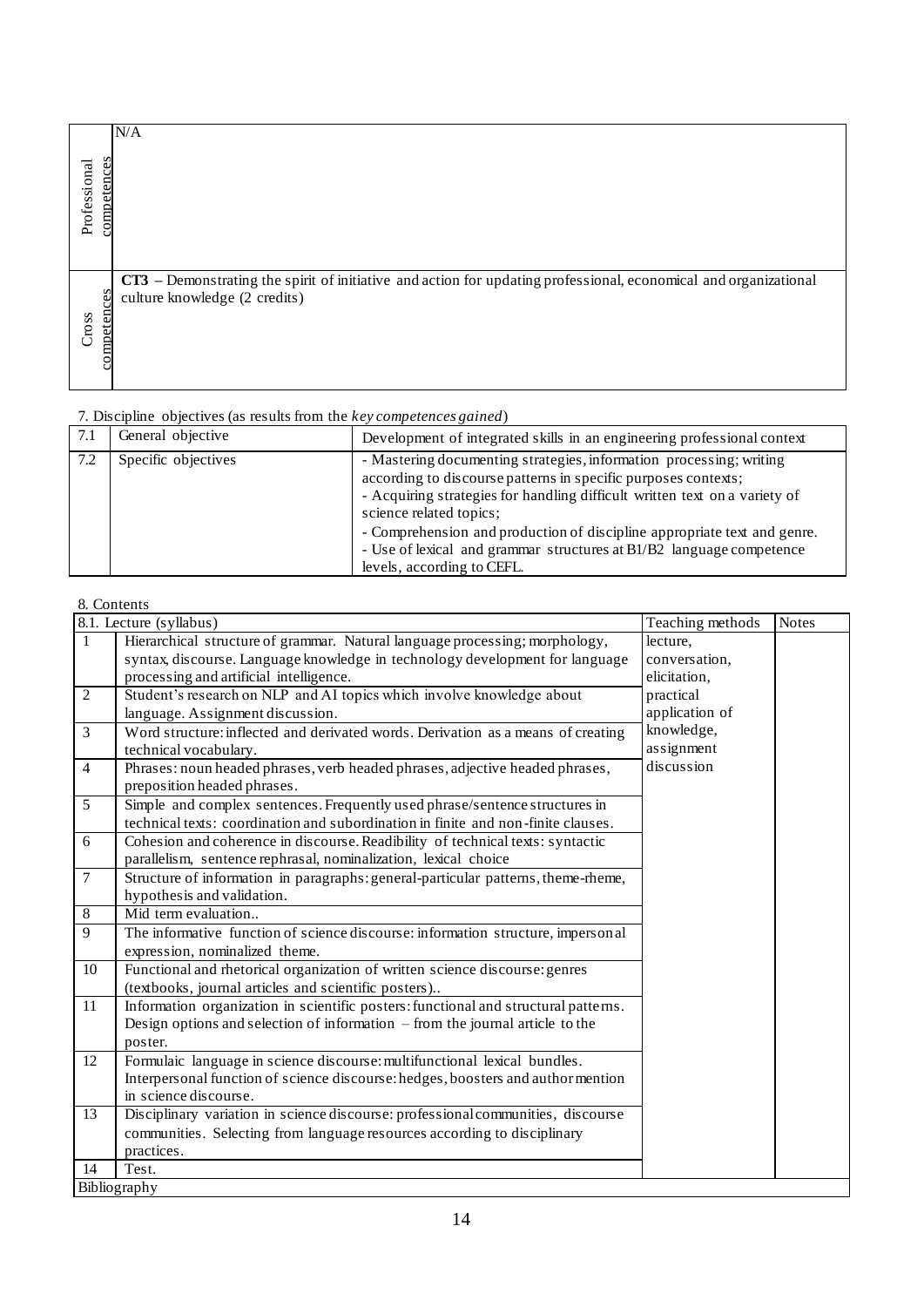| | |
|---|---|
| Professional competences | N/A |
| Cross competences | **CT3** – Demonstrating the spirit of initiative and action for updating professional, economical and organizational culture knowledge (2 credits) |

7. Discipline objectives (as results from the *key competences gained*)

| | | |
|---|---|---|
| 7.1 | General objective | Development of integrated skills in an engineering professional context |
| 7.2 | Specific objectives | - Mastering documenting strategies, information processing; writing according to discourse patterns in specific purposes contexts;<br>- Acquiring strategies for handling difficult written text on a variety of science related topics;<br>- Comprehension and production of discipline appropriate text and genre.<br>- Use of lexical and grammar structures at B1/B2 language competence levels, according to CEFL. |

8. Contents

| 8.1. Lecture (syllabus) | | Teaching methods | Notes |
|---|---|---|---|
| 1 | Hierarchical structure of grammar. Natural language processing; morphology, syntax, discourse. Language knowledge in technology development for language processing and artificial intelligence. | lecture, conversation, elicitation, practical application of knowledge, assignment discussion | |
| 2 | Student's research on NLP and AI topics which involve knowledge about language. Assignment discussion. | | |
| 3 | Word structure: inflected and derivated words. Derivation as a means of creating technical vocabulary. | | |
| 4 | Phrases: noun headed phrases, verb headed phrases, adjective headed phrases, preposition headed phrases. | | |
| 5 | Simple and complex sentences. Frequently used phrase/sentence structures in technical texts: coordination and subordination in finite and non-finite clauses. | | |
| 6 | Cohesion and coherence in discourse. Readibility of technical texts: syntactic parallelism, sentence rephrasal, nominalization, lexical choice | | |
| 7 | Structure of information in paragraphs: general-particular patterns, theme-rheme, hypothesis and validation. | | |
| 8 | Mid term evaluation.. | | |
| 9 | The informative function of science discourse: information structure, impersonal expression, nominalized theme. | | |
| 10 | Functional and rhetorical organization of written science discourse: genres (textbooks, journal articles and scientific posters).. | | |
| 11 | Information organization in scientific posters: functional and structural patterns. Design options and selection of information – from the journal article to the poster. | | |
| 12 | Formulaic language in science discourse: multifunctional lexical bundles. Interpersonal function of science discourse: hedges, boosters and author mention in science discourse. | | |
| 13 | Disciplinary variation in science discourse: professional communities, discourse communities. Selecting from language resources according to disciplinary practices. | | |
| 14 | Test. | | |
| Bibliography | | | |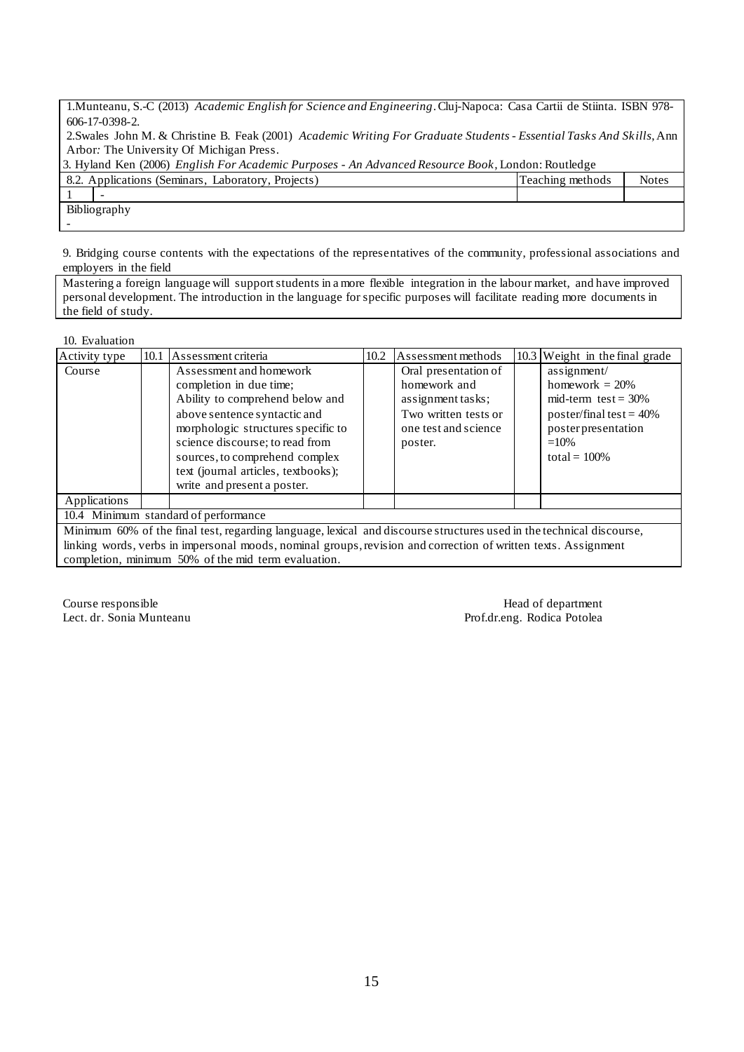| 1.Munteanu, S.-C (2013) *Academic English for Science and Engineering*. Cluj-Napoca: Casa Cartii de Stiinta. ISBN 978-606-17-0398-2.<br>2.Swales John M. & Christine B. Feak (2001) *Academic Writing For Graduate Students - Essential Tasks And Skills*, Ann Arbor: The University Of Michigan Press.<br>3. Hyland Ken (2006) *English For Academic Purposes - An Advanced Resource Book*, London: Routledge | | | |
|---|---|---|---|
| 8.2. Applications (Seminars, Laboratory, Projects) | | Teaching methods | Notes |
| 1 | - | | |
| Bibliography | | | |
| - | | | |

9. Bridging course contents with the expectations of the representatives of the community, professional associations and employers in the field

| Mastering a foreign language will support students in a more flexible integration in the labour market, and have improved personal development. The introduction in the language for specific purposes will facilitate reading more documents in the field of study. |
|---|

10. Evaluation

| Activity type | 10.1 | Assessment criteria | 10.2 | Assessment methods | 10.3 | Weight in the final grade |
|---|---|---|---|---|---|---|
| Course | | Assessment and homework completion in due time;<br>Ability to comprehend below and above sentence syntactic and morphologic structures specific to science discourse; to read from sources, to comprehend complex text (journal articles, textbooks); write and present a poster. | | Oral presentation of homework and assignment tasks;<br>Two written tests or one test and science poster. | | assignment/ homework = 20%<br>mid-term test = 30%<br>poster/final test = 40%<br>poster presentation =10%<br>total = 100% |
| Applications | | | | | | |
| 10.4 Minimum standard of performance | | | | | | |
| Minimum 60% of the final test, regarding language, lexical and discourse structures used in the technical discourse, linking words, verbs in impersonal moods, nominal groups, revision and correction of written texts. Assignment completion, minimum 50% of the mid term evaluation. | | | | | | |

Course responsible
Lect. dr. Sonia Munteanu

Head of department
Prof.dr.eng. Rodica Potolea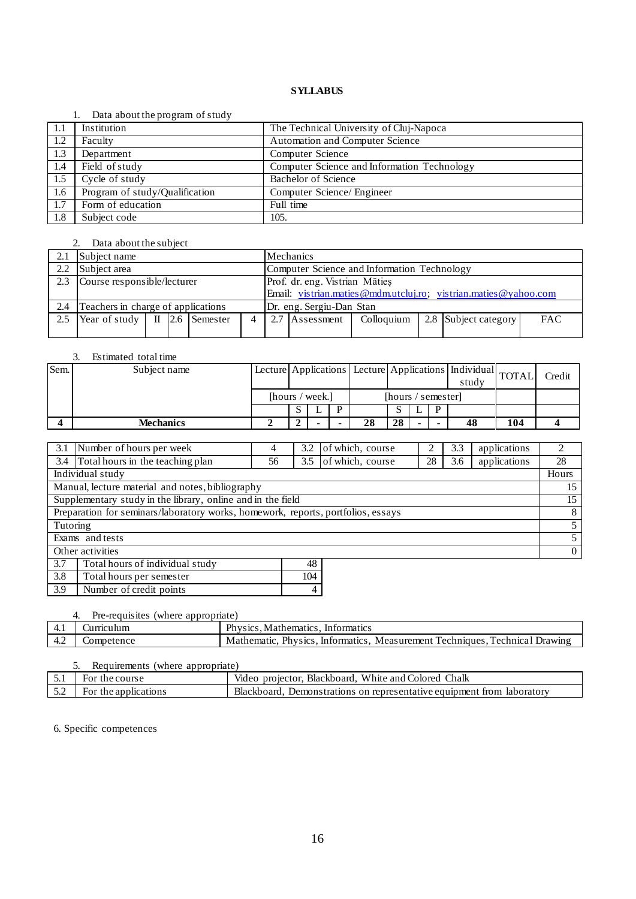**SYLLABUS**

1. Data about the program of study

| | | |
|---|---|---|
| 1.1 | Institution | The Technical University of Cluj-Napoca |
| 1.2 | Faculty | Automation and Computer Science |
| 1.3 | Department | Computer Science |
| 1.4 | Field of study | Computer Science and Information Technology |
| 1.5 | Cycle of study | Bachelor of Science |
| 1.6 | Program of study/Qualification | Computer Science/ Engineer |
| 1.7 | Form of education | Full time |
| 1.8 | Subject code | 105. |

2. Data about the subject

| | | | | | | | | | | | | |
|---|---|---|---|---|---|---|---|---|---|---|---|---|
| 2.1 | Subject name | | | | | Mechanics | | | | | | |
| 2.2 | Subject area | | | | | Computer Science and Information Technology | | | | | | |
| 2.3 | Course responsible/lecturer | | | | | Prof. dr. eng. Vistrian Mătieș<br>Email: vistrian.maties@mdm.utcluj.ro; vistrian.maties@yahoo.com | | | | | | |
| 2.4 | Teachers in charge of applications | | | | | Dr. eng. Sergiu-Dan Stan | | | | | | |
| 2.5 | Year of study | II | 2.6 | Semester | 4 | 2.7 | Assessment | Colloquium | 2.8 | Subject category | FAC | |

3. Estimated total time

| Sem. | Subject name | Lecture | Applications | | | Lecture | Applications | | | Individual study | TOTAL | Credit |
|---|---|---|---|---|---|---|---|---|---|---|---|---|
| | | [hours / week.] | | | | [hours / semester] | | | | | | |
| | | | S | L | P | | S | L | P | | | |
| **4** | **Mechanics** | **2** | **2** | **-** | **-** | **28** | **28** | **-** | **-** | **48** | **104** | **4** |

| | | | | | | | | |
|---|---|---|---|---|---|---|---|---|
| 3.1 | Number of hours per week | 4 | 3.2 | of which, course | 2 | 3.3 | applications | 2 |
| 3.4 | Total hours in the teaching plan | 56 | 3.5 | of which, course | 28 | 3.6 | applications | 28 |

| Individual study | Hours |
|---|---|
| Manual, lecture material and notes, bibliography | 15 |
| Supplementary study in the library, online and in the field | 15 |
| Preparation for seminars/laboratory works, homework, reports, portfolios, essays | 8 |
| Tutoring | 5 |
| Exams and tests | 5 |
| Other activities | 0 |

| | | |
|---|---|---|
| 3.7 | Total hours of individual study | 48 |
| 3.8 | Total hours per semester | 104 |
| 3.9 | Number of credit points | 4 |

4. Pre-requisites (where appropriate)

| | | |
|---|---|---|
| 4.1 | Curriculum | Physics, Mathematics, Informatics |
| 4.2 | Competence | Mathematic, Physics, Informatics, Measurement Techniques, Technical Drawing |

5. Requirements (where appropriate)

| | | |
|---|---|---|
| 5.1 | For the course | Video projector, Blackboard, White and Colored Chalk |
| 5.2 | For the applications | Blackboard, Demonstrations on representative equipment from laboratory |

6. Specific competences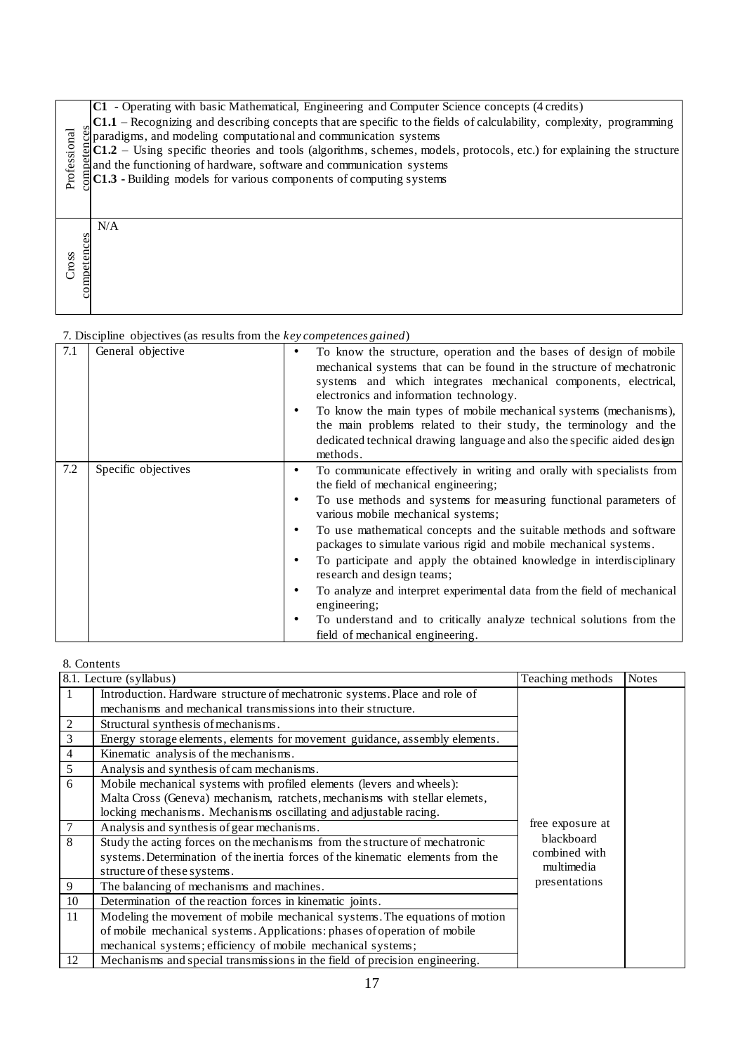| | |
|---|---|
| Professional competences | **C1** - Operating with basic Mathematical, Engineering and Computer Science concepts (4 credits)<br>**C1.1** – Recognizing and describing concepts that are specific to the fields of calculability, complexity, programming paradigms, and modeling computational and communication systems<br>**C1.2** – Using specific theories and tools (algorithms, schemes, models, protocols, etc.) for explaining the structure and the functioning of hardware, software and communication systems<br>**C1.3** - Building models for various components of computing systems |
| Cross competences | N/A |

7. Discipline objectives (as results from the *key competences gained*)

| | | |
|---|---|---|
| 7.1 | General objective | • To know the structure, operation and the bases of design of mobile mechanical systems that can be found in the structure of mechatronic systems and which integrates mechanical components, electrical, electronics and information technology.<br>• To know the main types of mobile mechanical systems (mechanisms), the main problems related to their study, the terminology and the dedicated technical drawing language and also the specific aided design methods. |
| 7.2 | Specific objectives | • To communicate effectively in writing and orally with specialists from the field of mechanical engineering;<br>• To use methods and systems for measuring functional parameters of various mobile mechanical systems;<br>• To use mathematical concepts and the suitable methods and software packages to simulate various rigid and mobile mechanical systems.<br>• To participate and apply the obtained knowledge in interdisciplinary research and design teams;<br>• To analyze and interpret experimental data from the field of mechanical engineering;<br>• To understand and to critically analyze technical solutions from the field of mechanical engineering. |

8. Contents

| 8.1. Lecture (syllabus) | | Teaching methods | Notes |
|---|---|---|---|
| 1 | Introduction. Hardware structure of mechatronic systems. Place and role of mechanisms and mechanical transmissions into their structure. | free exposure at blackboard combined with multimedia presentations | |
| 2 | Structural synthesis of mechanisms. | | |
| 3 | Energy storage elements, elements for movement guidance, assembly elements. | | |
| 4 | Kinematic analysis of the mechanisms. | | |
| 5 | Analysis and synthesis of cam mechanisms. | | |
| 6 | Mobile mechanical systems with profiled elements (levers and wheels): Malta Cross (Geneva) mechanism, ratchets, mechanisms with stellar elemets, locking mechanisms. Mechanisms oscillating and adjustable racing. | | |
| 7 | Analysis and synthesis of gear mechanisms. | | |
| 8 | Study the acting forces on the mechanisms from the structure of mechatronic systems. Determination of the inertia forces of the kinematic elements from the structure of these systems. | | |
| 9 | The balancing of mechanisms and machines. | | |
| 10 | Determination of the reaction forces in kinematic joints. | | |
| 11 | Modeling the movement of mobile mechanical systems. The equations of motion of mobile mechanical systems. Applications: phases of operation of mobile mechanical systems; efficiency of mobile mechanical systems; | | |
| 12 | Mechanisms and special transmissions in the field of precision engineering. | | |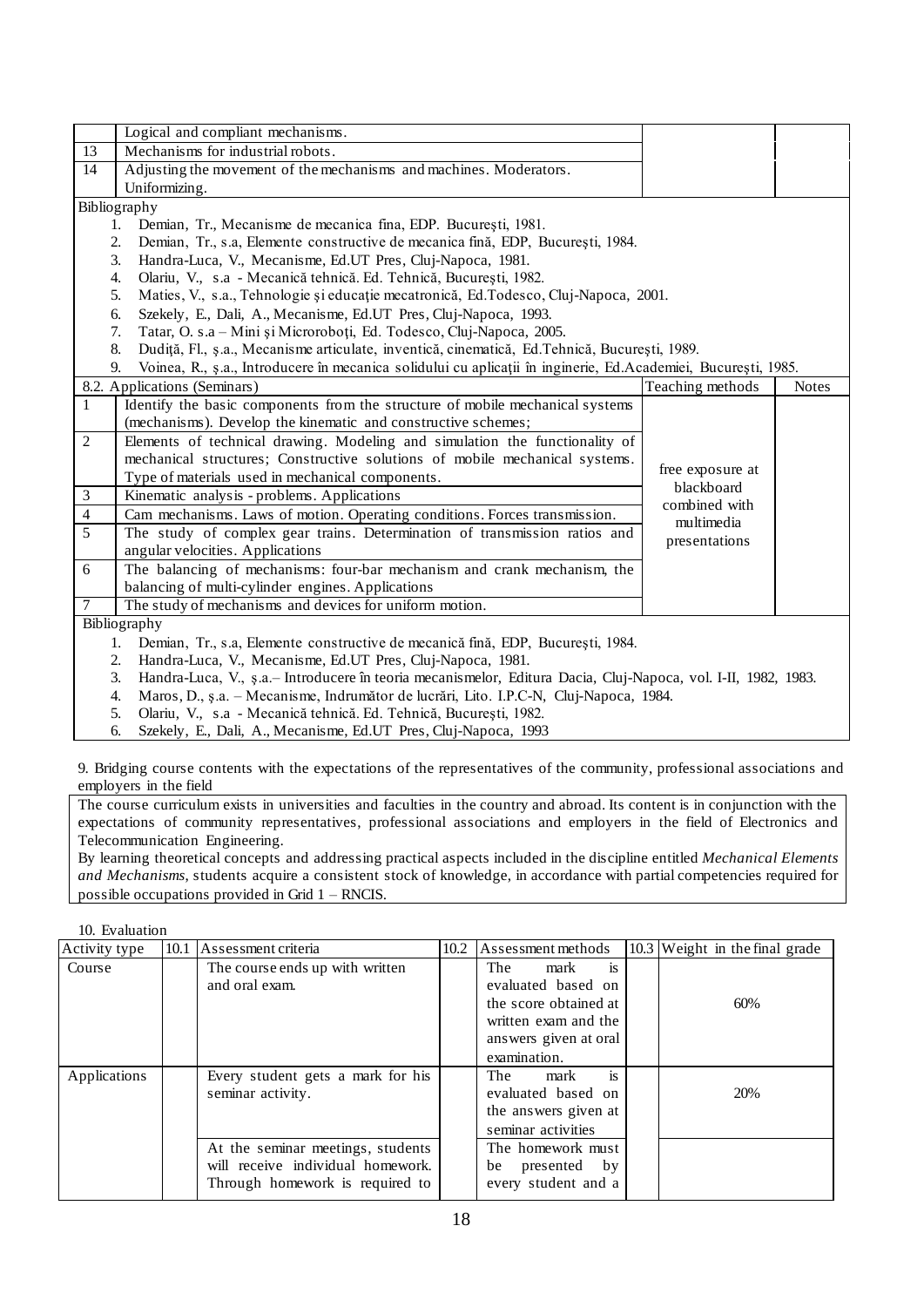|  |  |  |  |
|---|---|---|---|
|  | Logical and compliant mechanisms. |  |  |
| 13 | Mechanisms for industrial robots. |  |  |
| 14 | Adjusting the movement of the mechanisms and machines. Moderators. Uniformizing. |  |  |

Bibliography

1. Demian, Tr., Mecanisme de mecanica fina, EDP. Bucureşti, 1981.
2. Demian, Tr., s.a, Elemente constructive de mecanica fină, EDP, Bucureşti, 1984.
3. Handra-Luca, V., Mecanisme, Ed.UT Pres, Cluj-Napoca, 1981.
4. Olariu, V., s.a - Mecanică tehnică. Ed. Tehnică, Bucureşti, 1982.
5. Maties, V., s.a., Tehnologie şi educaţie mecatronică, Ed.Todesco, Cluj-Napoca, 2001.
6. Szekely, E., Dali, A., Mecanisme, Ed.UT Pres, Cluj-Napoca, 1993.
7. Tatar, O. s.a – Mini şi Microroboţi, Ed. Todesco, Cluj-Napoca, 2005.
8. Duditã, Fl., ş.a., Mecanisme articulate, inventică, cinematică, Ed.Tehnică, Bucureşti, 1989.
9. Voinea, R., ş.a., Introducere în mecanica solidului cu aplicaţii în inginerie, Ed.Academiei, Bucureşti, 1985.

| 8.2. Applications (Seminars) | | Teaching methods | Notes |
|---|---|---|---|
| 1 | Identify the basic components from the structure of mobile mechanical systems (mechanisms). Develop the kinematic and constructive schemes; | free exposure at blackboard combined with multimedia presentations |  |
| 2 | Elements of technical drawing. Modeling and simulation the functionality of mechanical structures; Constructive solutions of mobile mechanical systems. Type of materials used in mechanical components. | | |
| 3 | Kinematic analysis - problems. Applications | | |
| 4 | Cam mechanisms. Laws of motion. Operating conditions. Forces transmission. | | |
| 5 | The study of complex gear trains. Determination of transmission ratios and angular velocities. Applications | | |
| 6 | The balancing of mechanisms: four-bar mechanism and crank mechanism, the balancing of multi-cylinder engines. Applications | | |
| 7 | The study of mechanisms and devices for uniform motion. | | |

Bibliography

1. Demian, Tr., s.a, Elemente constructive de mecanică fină, EDP, Bucureşti, 1984.
2. Handra-Luca, V., Mecanisme, Ed.UT Pres, Cluj-Napoca, 1981.
3. Handra-Luca, V., ş.a.– Introducere în teoria mecanismelor, Editura Dacia, Cluj-Napoca, vol. I-II, 1982, 1983.
4. Maros, D., ş.a. – Mecanisme, Indrumător de lucrări, Lito. I.P.C-N, Cluj-Napoca, 1984.
5. Olariu, V., s.a - Mecanică tehnică. Ed. Tehnică, Bucureşti, 1982.
6. Szekely, E., Dali, A., Mecanisme, Ed.UT Pres, Cluj-Napoca, 1993

9. Bridging course contents with the expectations of the representatives of the community, professional associations and employers in the field

The course curriculum exists in universities and faculties in the country and abroad. Its content is in conjunction with the expectations of community representatives, professional associations and employers in the field of Electronics and Telecommunication Engineering.

By learning theoretical concepts and addressing practical aspects included in the discipline entitled *Mechanical Elements and Mechanisms,* students acquire a consistent stock of knowledge, in accordance with partial competencies required for possible occupations provided in Grid 1 – RNCIS.

10. Evaluation

| Activity type | 10.1 Assessment criteria | 10.2 Assessment methods | 10.3 Weight in the final grade |
|---|---|---|---|
| Course | The course ends up with written and oral exam. | The mark is evaluated based on the score obtained at written exam and the answers given at oral examination. | 60% |
| Applications | Every student gets a mark for his seminar activity. | The mark is evaluated based on the answers given at seminar activities | 20% |
|  | At the seminar meetings, students will receive individual homework. Through homework is required to | The homework must be presented by every student and a |  |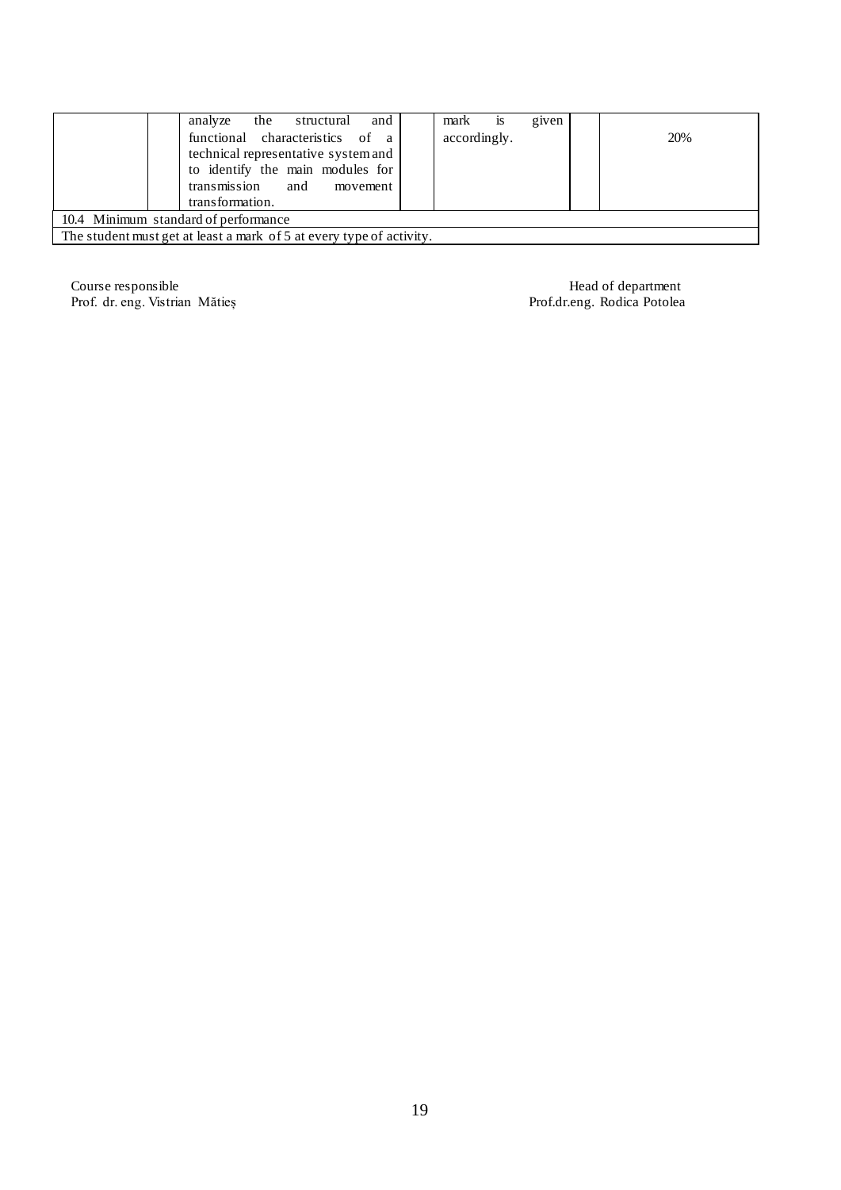| | | | | | | |
|---|---|---|---|---|---|---|
| | | analyze the structural and functional characteristics of a technical representative system and to identify the main modules for transmission and movement transformation. | | mark is given accordingly. | | 20% |
| 10.4 Minimum standard of performance | | | | | | |
| The student must get at least a mark of 5 at every type of activity. | | | | | | |

Course responsible
Prof. dr. eng. Vistrian Mătieș

Head of department
Prof.dr.eng. Rodica Potolea